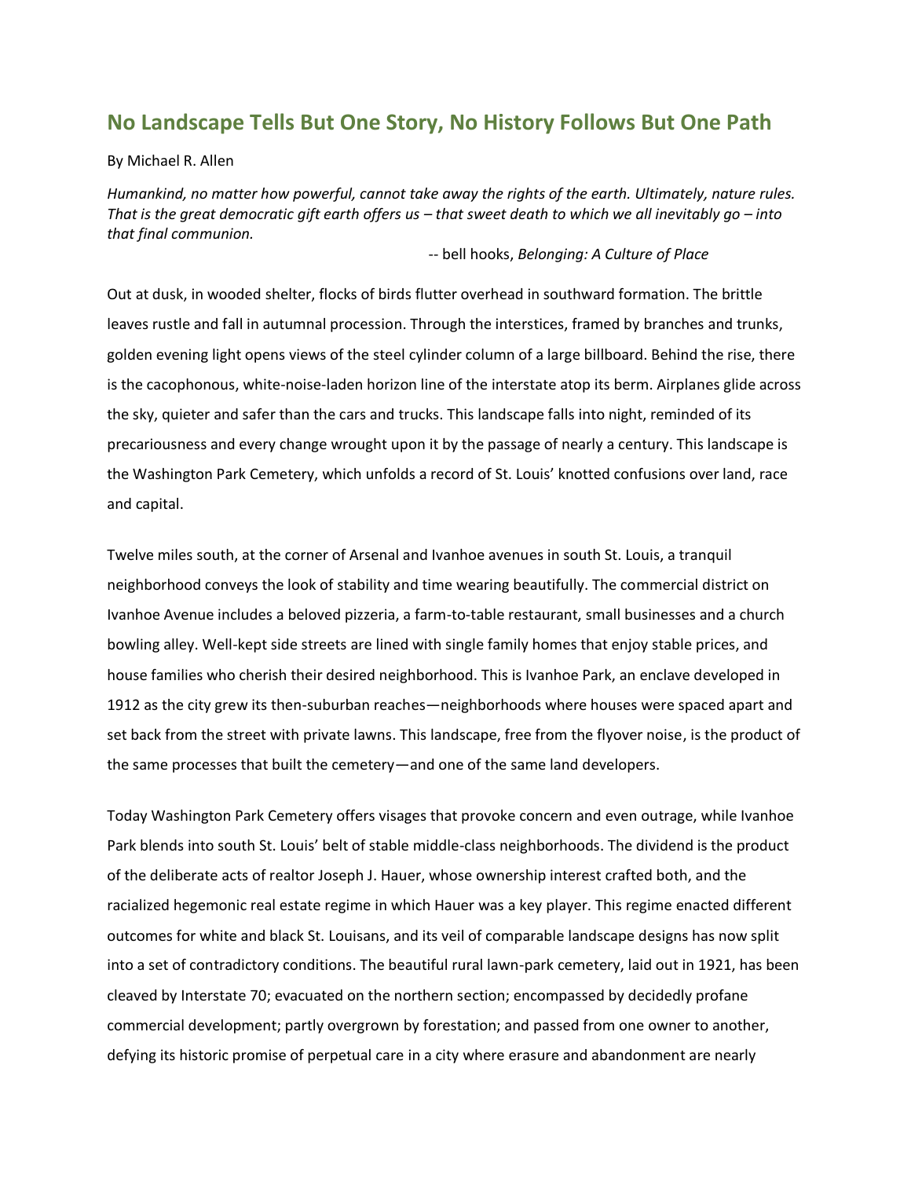# No Landscape Tells But One Story, No History Follows But One Path

By Michael R. Allen

*Humankind, no matter how powerful, cannot take away the rights of the earth. Ultimately, nature rules. That is the great democratic gift earth offers us – that sweet death to which we all inevitably go – into that final communion.*

-- bell hooks, *Belonging: A Culture of Place*

Out at dusk, in wooded shelter, flocks of birds flutter overhead in southward formation. The brittle leaves rustle and fall in autumnal procession. Through the interstices, framed by branches and trunks, golden evening light opens views of the steel cylinder column of a large billboard. Behind the rise, there is the cacophonous, white-noise-laden horizon line of the interstate atop its berm. Airplanes glide across the sky, quieter and safer than the cars and trucks. This landscape falls into night, reminded of its precariousness and every change wrought upon it by the passage of nearly a century. This landscape is the Washington Park Cemetery, which unfolds a record of St. Louis' knotted confusions over land, race and capital.

Twelve miles south, at the corner of Arsenal and Ivanhoe avenues in south St. Louis, a tranquil neighborhood conveys the look of stability and time wearing beautifully. The commercial district on Ivanhoe Avenue includes a beloved pizzeria, a farm-to-table restaurant, small businesses and a church bowling alley. Well-kept side streets are lined with single family homes that enjoy stable prices, and house families who cherish their desired neighborhood. This is Ivanhoe Park, an enclave developed in 1912 as the city grew its then-suburban reaches—neighborhoods where houses were spaced apart and set back from the street with private lawns. This landscape, free from the flyover noise, is the product of the same processes that built the cemetery—and one of the same land developers.

Today Washington Park Cemetery offers visages that provoke concern and even outrage, while Ivanhoe Park blends into south St. Louis' belt of stable middle-class neighborhoods. The dividend is the product of the deliberate acts of realtor Joseph J. Hauer, whose ownership interest crafted both, and the racialized hegemonic real estate regime in which Hauer was a key player. This regime enacted different outcomes for white and black St. Louisans, and its veil of comparable landscape designs has now split into a set of contradictory conditions. The beautiful rural lawn-park cemetery, laid out in 1921, has been cleaved by Interstate 70; evacuated on the northern section; encompassed by decidedly profane commercial development; partly overgrown by forestation; and passed from one owner to another, defying its historic promise of perpetual care in a city where erasure and abandonment are nearly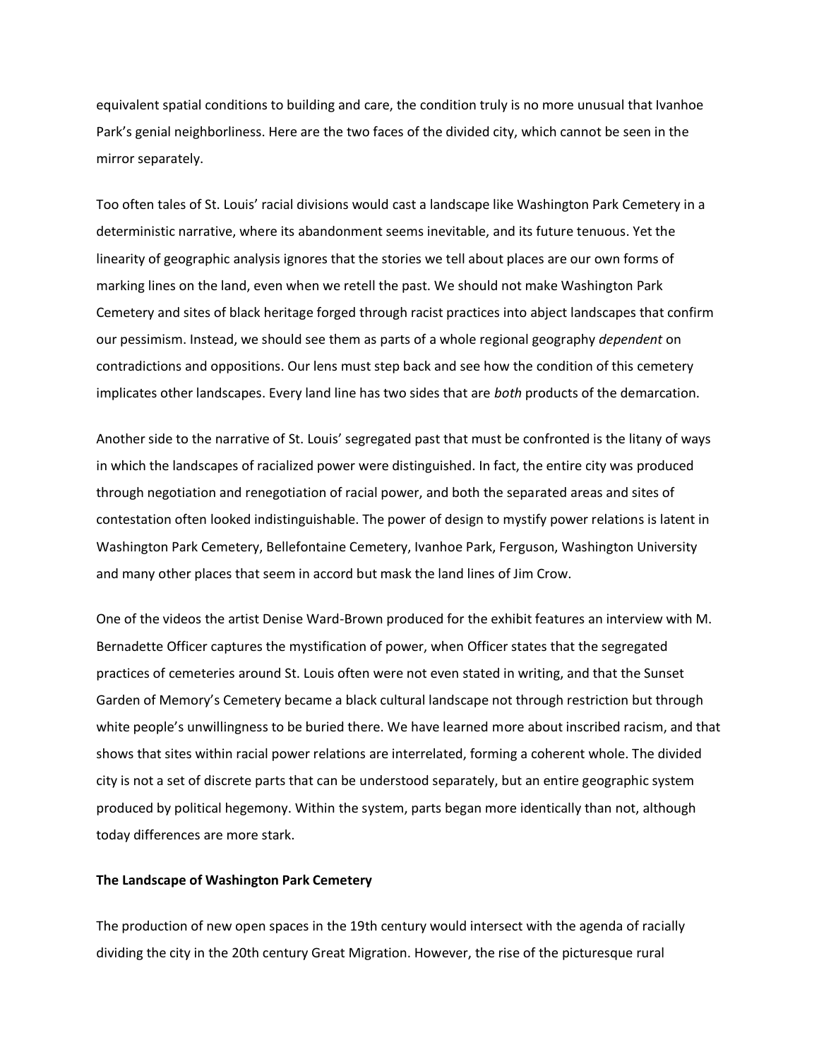equivalent spatial conditions to building and care, the condition truly is no more unusual that Ivanhoe Park's genial neighborliness. Here are the two faces of the divided city, which cannot be seen in the mirror separately.

Too often tales of St. Louis' racial divisions would cast a landscape like Washington Park Cemetery in a deterministic narrative, where its abandonment seems inevitable, and its future tenuous. Yet the linearity of geographic analysis ignores that the stories we tell about places are our own forms of marking lines on the land, even when we retell the past. We should not make Washington Park Cemetery and sites of black heritage forged through racist practices into abject landscapes that confirm our pessimism. Instead, we should see them as parts of a whole regional geography *dependent* on contradictions and oppositions. Our lens must step back and see how the condition of this cemetery implicates other landscapes. Every land line has two sides that are *both* products of the demarcation.

Another side to the narrative of St. Louis' segregated past that must be confronted is the litany of ways in which the landscapes of racialized power were distinguished. In fact, the entire city was produced through negotiation and renegotiation of racial power, and both the separated areas and sites of contestation often looked indistinguishable. The power of design to mystify power relations is latent in Washington Park Cemetery, Bellefontaine Cemetery, Ivanhoe Park, Ferguson, Washington University and many other places that seem in accord but mask the land lines of Jim Crow.

One of the videos the artist Denise Ward-Brown produced for the exhibit features an interview with M. Bernadette Officer captures the mystification of power, when Officer states that the segregated practices of cemeteries around St. Louis often were not even stated in writing, and that the Sunset Garden of Memory's Cemetery became a black cultural landscape not through restriction but through white people's unwillingness to be buried there. We have learned more about inscribed racism, and that shows that sites within racial power relations are interrelated, forming a coherent whole. The divided city is not a set of discrete parts that can be understood separately, but an entire geographic system produced by political hegemony. Within the system, parts began more identically than not, although today differences are more stark.

**The Landscape of Washington Park Cemetery**

The production of new open spaces in the 19th century would intersect with the agenda of racially dividing the city in the 20th century Great Migration. However, the rise of the picturesque rural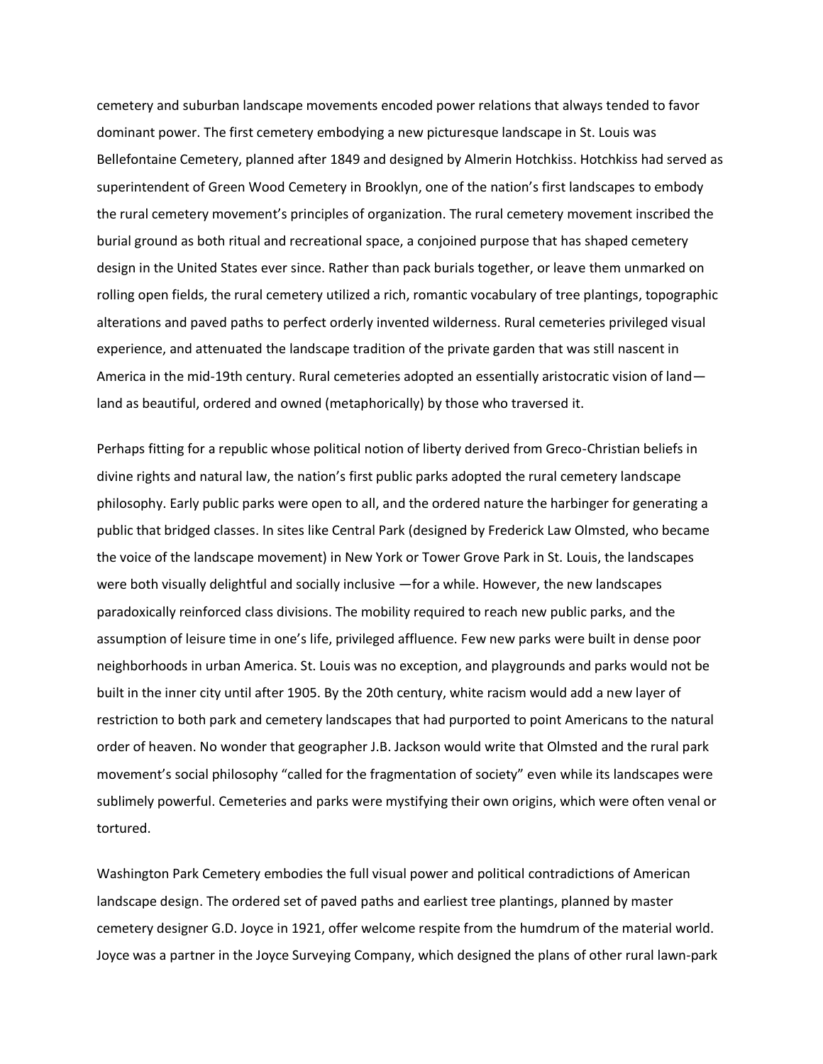cemetery and suburban landscape movements encoded power relations that always tended to favor dominant power. The first cemetery embodying a new picturesque landscape in St. Louis was Bellefontaine Cemetery, planned after 1849 and designed by Almerin Hotchkiss. Hotchkiss had served as superintendent of Green Wood Cemetery in Brooklyn, one of the nation's first landscapes to embody the rural cemetery movement's principles of organization. The rural cemetery movement inscribed the burial ground as both ritual and recreational space, a conjoined purpose that has shaped cemetery design in the United States ever since. Rather than pack burials together, or leave them unmarked on rolling open fields, the rural cemetery utilized a rich, romantic vocabulary of tree plantings, topographic alterations and paved paths to perfect orderly invented wilderness. Rural cemeteries privileged visual experience, and attenuated the landscape tradition of the private garden that was still nascent in America in the mid-19th century. Rural cemeteries adopted an essentially aristocratic vision of land—land as beautiful, ordered and owned (metaphorically) by those who traversed it.

Perhaps fitting for a republic whose political notion of liberty derived from Greco-Christian beliefs in divine rights and natural law, the nation's first public parks adopted the rural cemetery landscape philosophy. Early public parks were open to all, and the ordered nature the harbinger for generating a public that bridged classes. In sites like Central Park (designed by Frederick Law Olmsted, who became the voice of the landscape movement) in New York or Tower Grove Park in St. Louis, the landscapes were both visually delightful and socially inclusive —for a while. However, the new landscapes paradoxically reinforced class divisions. The mobility required to reach new public parks, and the assumption of leisure time in one's life, privileged affluence. Few new parks were built in dense poor neighborhoods in urban America. St. Louis was no exception, and playgrounds and parks would not be built in the inner city until after 1905. By the 20th century, white racism would add a new layer of restriction to both park and cemetery landscapes that had purported to point Americans to the natural order of heaven. No wonder that geographer J.B. Jackson would write that Olmsted and the rural park movement's social philosophy "called for the fragmentation of society" even while its landscapes were sublimely powerful. Cemeteries and parks were mystifying their own origins, which were often venal or tortured.

Washington Park Cemetery embodies the full visual power and political contradictions of American landscape design. The ordered set of paved paths and earliest tree plantings, planned by master cemetery designer G.D. Joyce in 1921, offer welcome respite from the humdrum of the material world. Joyce was a partner in the Joyce Surveying Company, which designed the plans of other rural lawn-park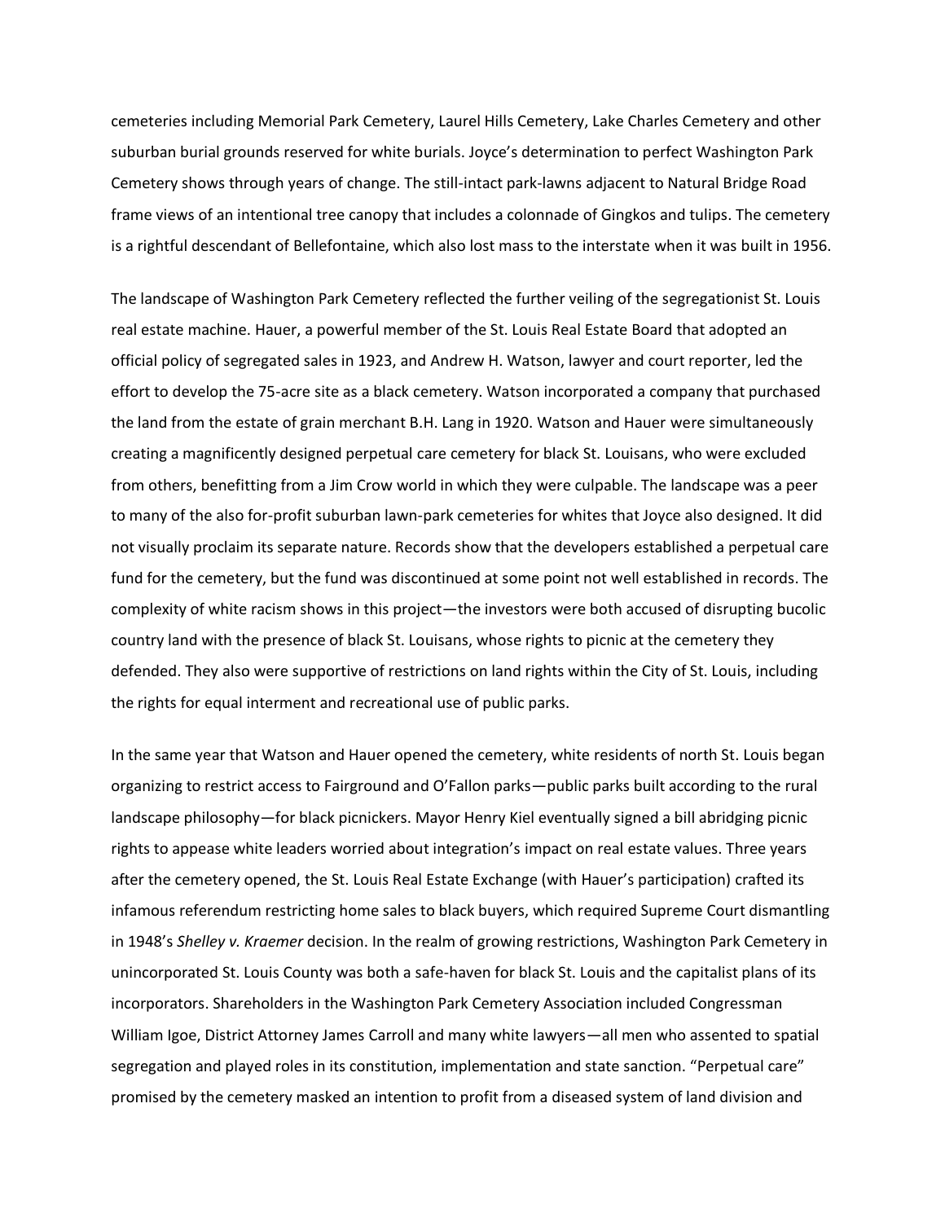cemeteries including Memorial Park Cemetery, Laurel Hills Cemetery, Lake Charles Cemetery and other suburban burial grounds reserved for white burials. Joyce's determination to perfect Washington Park Cemetery shows through years of change. The still-intact park-lawns adjacent to Natural Bridge Road frame views of an intentional tree canopy that includes a colonnade of Gingkos and tulips. The cemetery is a rightful descendant of Bellefontaine, which also lost mass to the interstate when it was built in 1956.

The landscape of Washington Park Cemetery reflected the further veiling of the segregationist St. Louis real estate machine. Hauer, a powerful member of the St. Louis Real Estate Board that adopted an official policy of segregated sales in 1923, and Andrew H. Watson, lawyer and court reporter, led the effort to develop the 75-acre site as a black cemetery. Watson incorporated a company that purchased the land from the estate of grain merchant B.H. Lang in 1920. Watson and Hauer were simultaneously creating a magnificently designed perpetual care cemetery for black St. Louisans, who were excluded from others, benefitting from a Jim Crow world in which they were culpable. The landscape was a peer to many of the also for-profit suburban lawn-park cemeteries for whites that Joyce also designed. It did not visually proclaim its separate nature. Records show that the developers established a perpetual care fund for the cemetery, but the fund was discontinued at some point not well established in records. The complexity of white racism shows in this project—the investors were both accused of disrupting bucolic country land with the presence of black St. Louisans, whose rights to picnic at the cemetery they defended. They also were supportive of restrictions on land rights within the City of St. Louis, including the rights for equal interment and recreational use of public parks.

In the same year that Watson and Hauer opened the cemetery, white residents of north St. Louis began organizing to restrict access to Fairground and O'Fallon parks—public parks built according to the rural landscape philosophy—for black picnickers. Mayor Henry Kiel eventually signed a bill abridging picnic rights to appease white leaders worried about integration's impact on real estate values. Three years after the cemetery opened, the St. Louis Real Estate Exchange (with Hauer's participation) crafted its infamous referendum restricting home sales to black buyers, which required Supreme Court dismantling in 1948's *Shelley v. Kraemer* decision. In the realm of growing restrictions, Washington Park Cemetery in unincorporated St. Louis County was both a safe-haven for black St. Louis and the capitalist plans of its incorporators. Shareholders in the Washington Park Cemetery Association included Congressman William Igoe, District Attorney James Carroll and many white lawyers—all men who assented to spatial segregation and played roles in its constitution, implementation and state sanction. "Perpetual care" promised by the cemetery masked an intention to profit from a diseased system of land division and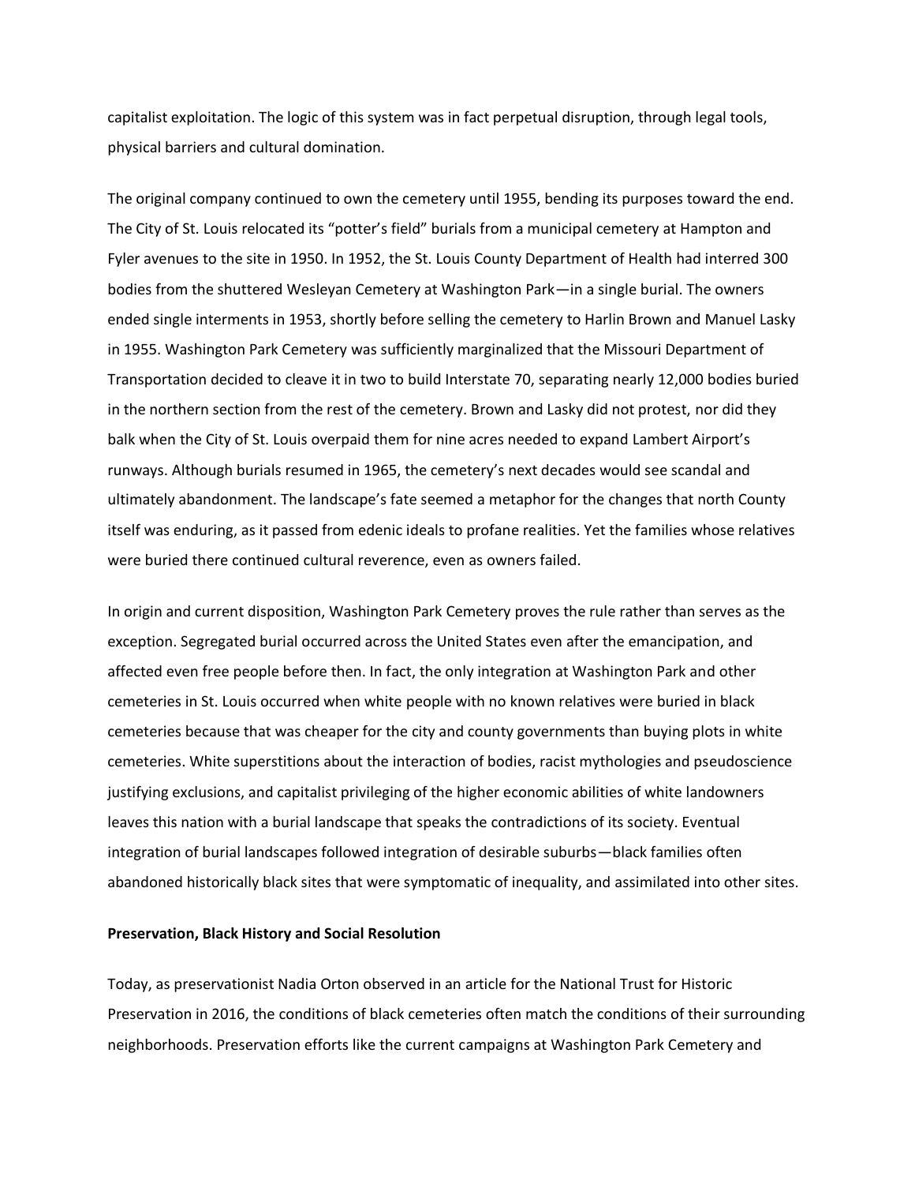capitalist exploitation. The logic of this system was in fact perpetual disruption, through legal tools, physical barriers and cultural domination.

The original company continued to own the cemetery until 1955, bending its purposes toward the end. The City of St. Louis relocated its "potter's field" burials from a municipal cemetery at Hampton and Fyler avenues to the site in 1950. In 1952, the St. Louis County Department of Health had interred 300 bodies from the shuttered Wesleyan Cemetery at Washington Park—in a single burial. The owners ended single interments in 1953, shortly before selling the cemetery to Harlin Brown and Manuel Lasky in 1955. Washington Park Cemetery was sufficiently marginalized that the Missouri Department of Transportation decided to cleave it in two to build Interstate 70, separating nearly 12,000 bodies buried in the northern section from the rest of the cemetery. Brown and Lasky did not protest, nor did they balk when the City of St. Louis overpaid them for nine acres needed to expand Lambert Airport's runways. Although burials resumed in 1965, the cemetery's next decades would see scandal and ultimately abandonment. The landscape's fate seemed a metaphor for the changes that north County itself was enduring, as it passed from edenic ideals to profane realities. Yet the families whose relatives were buried there continued cultural reverence, even as owners failed.

In origin and current disposition, Washington Park Cemetery proves the rule rather than serves as the exception. Segregated burial occurred across the United States even after the emancipation, and affected even free people before then. In fact, the only integration at Washington Park and other cemeteries in St. Louis occurred when white people with no known relatives were buried in black cemeteries because that was cheaper for the city and county governments than buying plots in white cemeteries. White superstitions about the interaction of bodies, racist mythologies and pseudoscience justifying exclusions, and capitalist privileging of the higher economic abilities of white landowners leaves this nation with a burial landscape that speaks the contradictions of its society. Eventual integration of burial landscapes followed integration of desirable suburbs—black families often abandoned historically black sites that were symptomatic of inequality, and assimilated into other sites.

**Preservation, Black History and Social Resolution**

Today, as preservationist Nadia Orton observed in an article for the National Trust for Historic Preservation in 2016, the conditions of black cemeteries often match the conditions of their surrounding neighborhoods. Preservation efforts like the current campaigns at Washington Park Cemetery and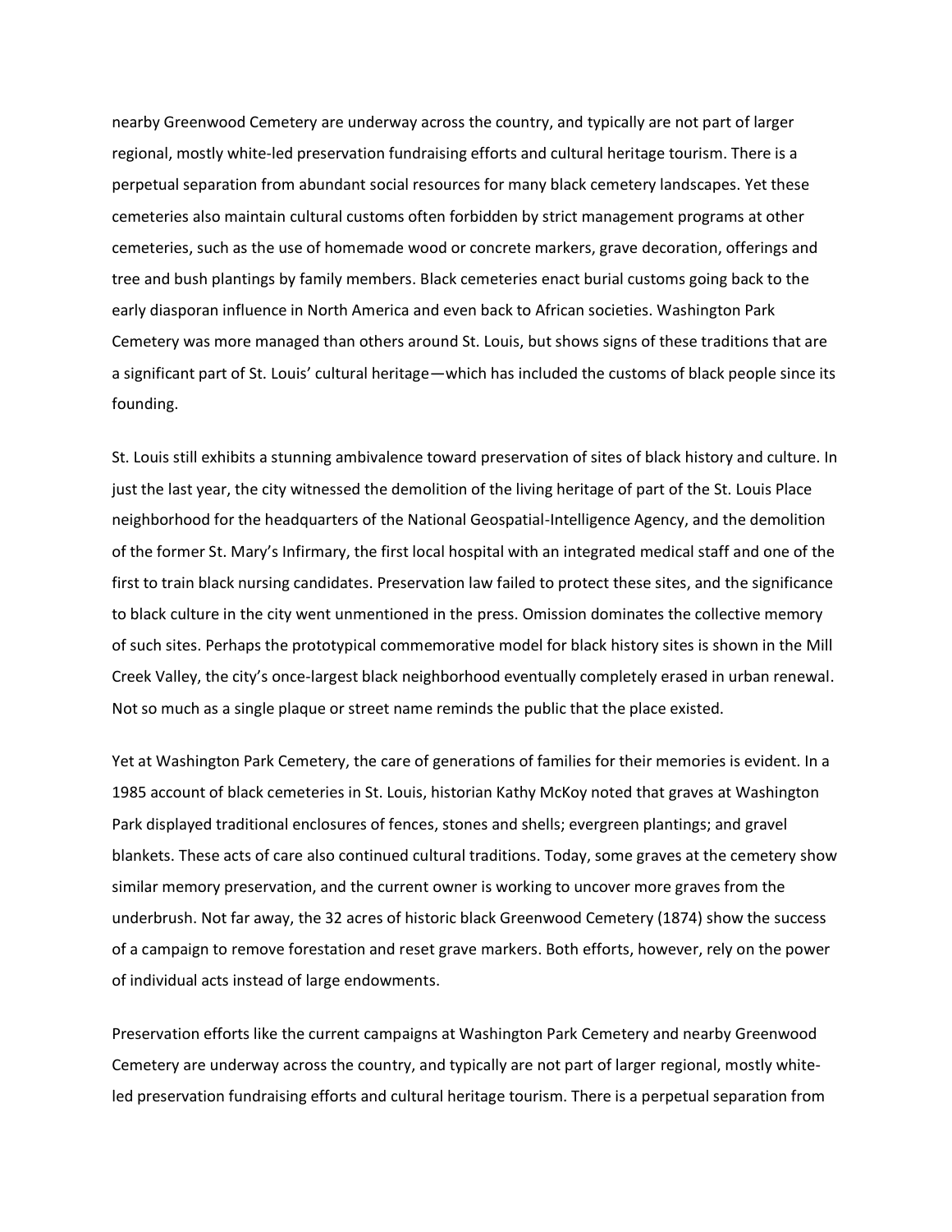nearby Greenwood Cemetery are underway across the country, and typically are not part of larger regional, mostly white-led preservation fundraising efforts and cultural heritage tourism. There is a perpetual separation from abundant social resources for many black cemetery landscapes. Yet these cemeteries also maintain cultural customs often forbidden by strict management programs at other cemeteries, such as the use of homemade wood or concrete markers, grave decoration, offerings and tree and bush plantings by family members. Black cemeteries enact burial customs going back to the early diasporan influence in North America and even back to African societies. Washington Park Cemetery was more managed than others around St. Louis, but shows signs of these traditions that are a significant part of St. Louis' cultural heritage—which has included the customs of black people since its founding.

St. Louis still exhibits a stunning ambivalence toward preservation of sites of black history and culture. In just the last year, the city witnessed the demolition of the living heritage of part of the St. Louis Place neighborhood for the headquarters of the National Geospatial-Intelligence Agency, and the demolition of the former St. Mary's Infirmary, the first local hospital with an integrated medical staff and one of the first to train black nursing candidates. Preservation law failed to protect these sites, and the significance to black culture in the city went unmentioned in the press. Omission dominates the collective memory of such sites. Perhaps the prototypical commemorative model for black history sites is shown in the Mill Creek Valley, the city's once-largest black neighborhood eventually completely erased in urban renewal. Not so much as a single plaque or street name reminds the public that the place existed.

Yet at Washington Park Cemetery, the care of generations of families for their memories is evident. In a 1985 account of black cemeteries in St. Louis, historian Kathy McKoy noted that graves at Washington Park displayed traditional enclosures of fences, stones and shells; evergreen plantings; and gravel blankets. These acts of care also continued cultural traditions. Today, some graves at the cemetery show similar memory preservation, and the current owner is working to uncover more graves from the underbrush. Not far away, the 32 acres of historic black Greenwood Cemetery (1874) show the success of a campaign to remove forestation and reset grave markers. Both efforts, however, rely on the power of individual acts instead of large endowments.

Preservation efforts like the current campaigns at Washington Park Cemetery and nearby Greenwood Cemetery are underway across the country, and typically are not part of larger regional, mostly white-led preservation fundraising efforts and cultural heritage tourism. There is a perpetual separation from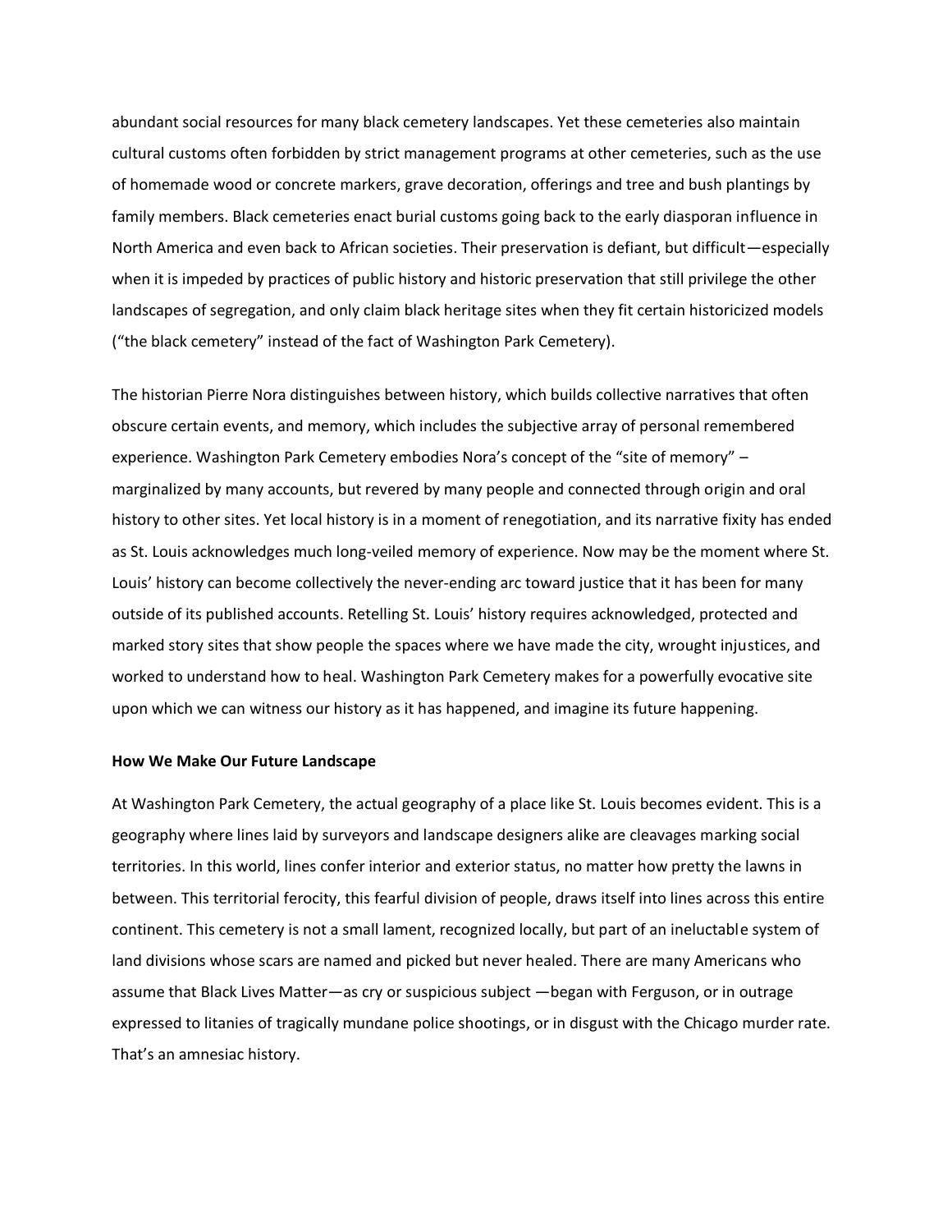abundant social resources for many black cemetery landscapes. Yet these cemeteries also maintain cultural customs often forbidden by strict management programs at other cemeteries, such as the use of homemade wood or concrete markers, grave decoration, offerings and tree and bush plantings by family members. Black cemeteries enact burial customs going back to the early diasporan influence in North America and even back to African societies. Their preservation is defiant, but difficult—especially when it is impeded by practices of public history and historic preservation that still privilege the other landscapes of segregation, and only claim black heritage sites when they fit certain historicized models ("the black cemetery" instead of the fact of Washington Park Cemetery).

The historian Pierre Nora distinguishes between history, which builds collective narratives that often obscure certain events, and memory, which includes the subjective array of personal remembered experience. Washington Park Cemetery embodies Nora's concept of the "site of memory" – marginalized by many accounts, but revered by many people and connected through origin and oral history to other sites. Yet local history is in a moment of renegotiation, and its narrative fixity has ended as St. Louis acknowledges much long-veiled memory of experience. Now may be the moment where St. Louis' history can become collectively the never-ending arc toward justice that it has been for many outside of its published accounts. Retelling St. Louis' history requires acknowledged, protected and marked story sites that show people the spaces where we have made the city, wrought injustices, and worked to understand how to heal. Washington Park Cemetery makes for a powerfully evocative site upon which we can witness our history as it has happened, and imagine its future happening.

**How We Make Our Future Landscape**

At Washington Park Cemetery, the actual geography of a place like St. Louis becomes evident. This is a geography where lines laid by surveyors and landscape designers alike are cleavages marking social territories. In this world, lines confer interior and exterior status, no matter how pretty the lawns in between. This territorial ferocity, this fearful division of people, draws itself into lines across this entire continent. This cemetery is not a small lament, recognized locally, but part of an ineluctable system of land divisions whose scars are named and picked but never healed. There are many Americans who assume that Black Lives Matter—as cry or suspicious subject —began with Ferguson, or in outrage expressed to litanies of tragically mundane police shootings, or in disgust with the Chicago murder rate. That's an amnesiac history.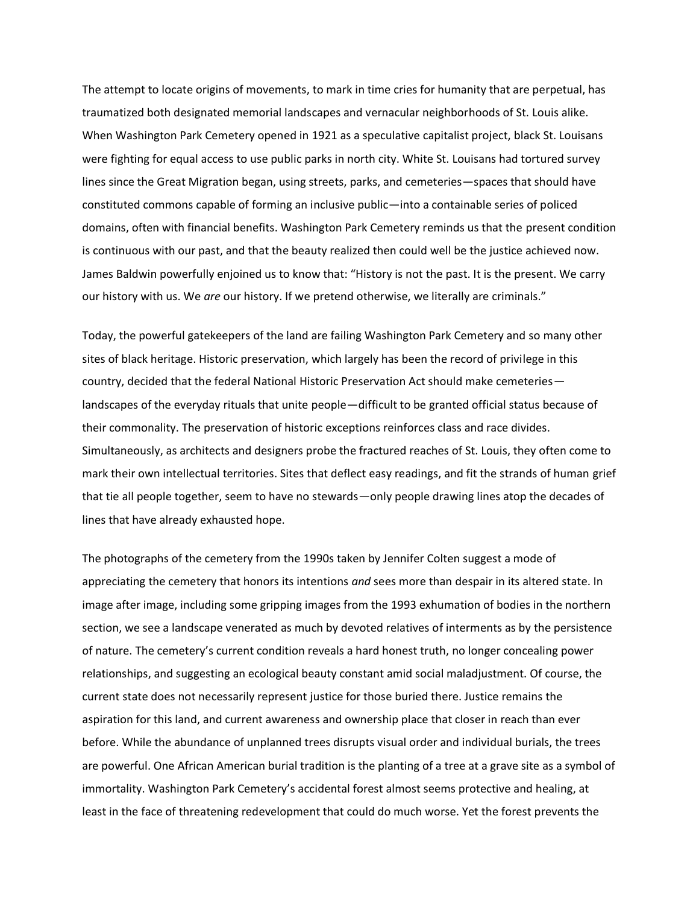The attempt to locate origins of movements, to mark in time cries for humanity that are perpetual, has traumatized both designated memorial landscapes and vernacular neighborhoods of St. Louis alike. When Washington Park Cemetery opened in 1921 as a speculative capitalist project, black St. Louisans were fighting for equal access to use public parks in north city. White St. Louisans had tortured survey lines since the Great Migration began, using streets, parks, and cemeteries—spaces that should have constituted commons capable of forming an inclusive public—into a containable series of policed domains, often with financial benefits. Washington Park Cemetery reminds us that the present condition is continuous with our past, and that the beauty realized then could well be the justice achieved now. James Baldwin powerfully enjoined us to know that: "History is not the past. It is the present. We carry our history with us. We *are* our history. If we pretend otherwise, we literally are criminals."

Today, the powerful gatekeepers of the land are failing Washington Park Cemetery and so many other sites of black heritage. Historic preservation, which largely has been the record of privilege in this country, decided that the federal National Historic Preservation Act should make cemeteries—landscapes of the everyday rituals that unite people—difficult to be granted official status because of their commonality. The preservation of historic exceptions reinforces class and race divides. Simultaneously, as architects and designers probe the fractured reaches of St. Louis, they often come to mark their own intellectual territories. Sites that deflect easy readings, and fit the strands of human grief that tie all people together, seem to have no stewards—only people drawing lines atop the decades of lines that have already exhausted hope.

The photographs of the cemetery from the 1990s taken by Jennifer Colten suggest a mode of appreciating the cemetery that honors its intentions *and* sees more than despair in its altered state. In image after image, including some gripping images from the 1993 exhumation of bodies in the northern section, we see a landscape venerated as much by devoted relatives of interments as by the persistence of nature. The cemetery's current condition reveals a hard honest truth, no longer concealing power relationships, and suggesting an ecological beauty constant amid social maladjustment. Of course, the current state does not necessarily represent justice for those buried there. Justice remains the aspiration for this land, and current awareness and ownership place that closer in reach than ever before. While the abundance of unplanned trees disrupts visual order and individual burials, the trees are powerful. One African American burial tradition is the planting of a tree at a grave site as a symbol of immortality. Washington Park Cemetery's accidental forest almost seems protective and healing, at least in the face of threatening redevelopment that could do much worse. Yet the forest prevents the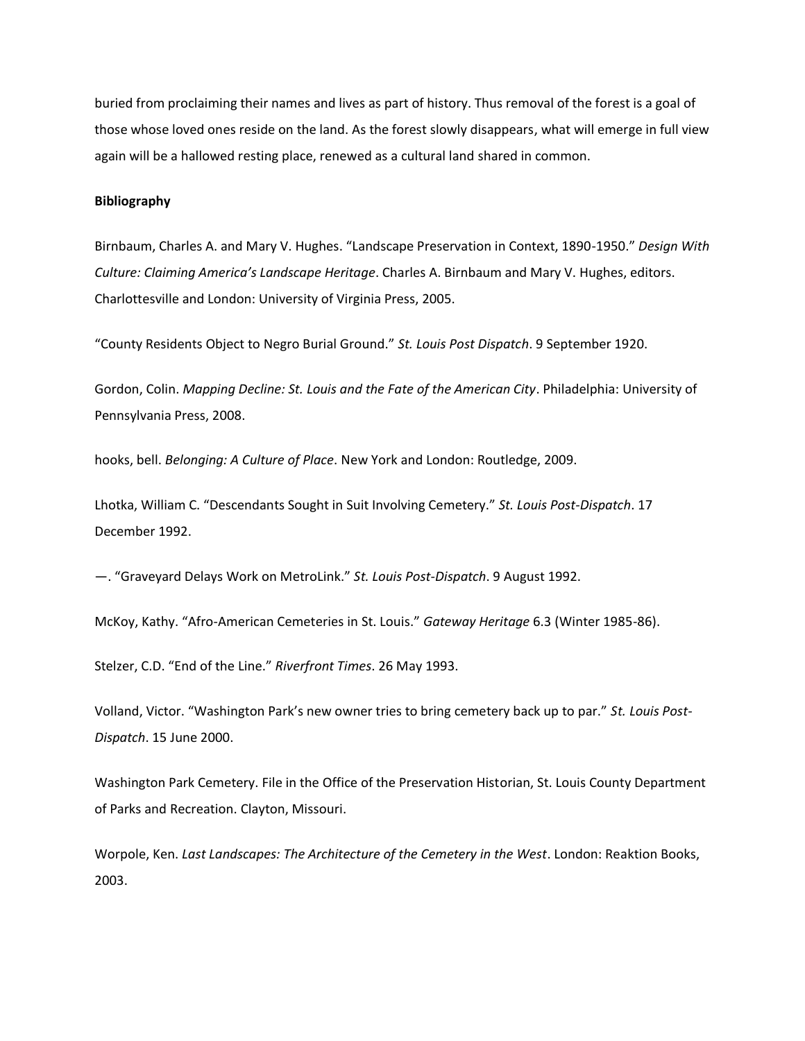buried from proclaiming their names and lives as part of history. Thus removal of the forest is a goal of those whose loved ones reside on the land. As the forest slowly disappears, what will emerge in full view again will be a hallowed resting place, renewed as a cultural land shared in common.

**Bibliography**

Birnbaum, Charles A. and Mary V. Hughes. "Landscape Preservation in Context, 1890-1950." *Design With Culture: Claiming America's Landscape Heritage*. Charles A. Birnbaum and Mary V. Hughes, editors. Charlottesville and London: University of Virginia Press, 2005.

"County Residents Object to Negro Burial Ground." *St. Louis Post Dispatch*. 9 September 1920.

Gordon, Colin. *Mapping Decline: St. Louis and the Fate of the American City*. Philadelphia: University of Pennsylvania Press, 2008.

hooks, bell. *Belonging: A Culture of Place*. New York and London: Routledge, 2009.

Lhotka, William C. "Descendants Sought in Suit Involving Cemetery." *St. Louis Post-Dispatch*. 17 December 1992.

—. "Graveyard Delays Work on MetroLink." *St. Louis Post-Dispatch*. 9 August 1992.

McKoy, Kathy. "Afro-American Cemeteries in St. Louis." *Gateway Heritage* 6.3 (Winter 1985-86).

Stelzer, C.D. "End of the Line." *Riverfront Times*. 26 May 1993.

Volland, Victor. "Washington Park's new owner tries to bring cemetery back up to par." *St. Louis Post-Dispatch*. 15 June 2000.

Washington Park Cemetery. File in the Office of the Preservation Historian, St. Louis County Department of Parks and Recreation. Clayton, Missouri.

Worpole, Ken. *Last Landscapes: The Architecture of the Cemetery in the West*. London: Reaktion Books, 2003.